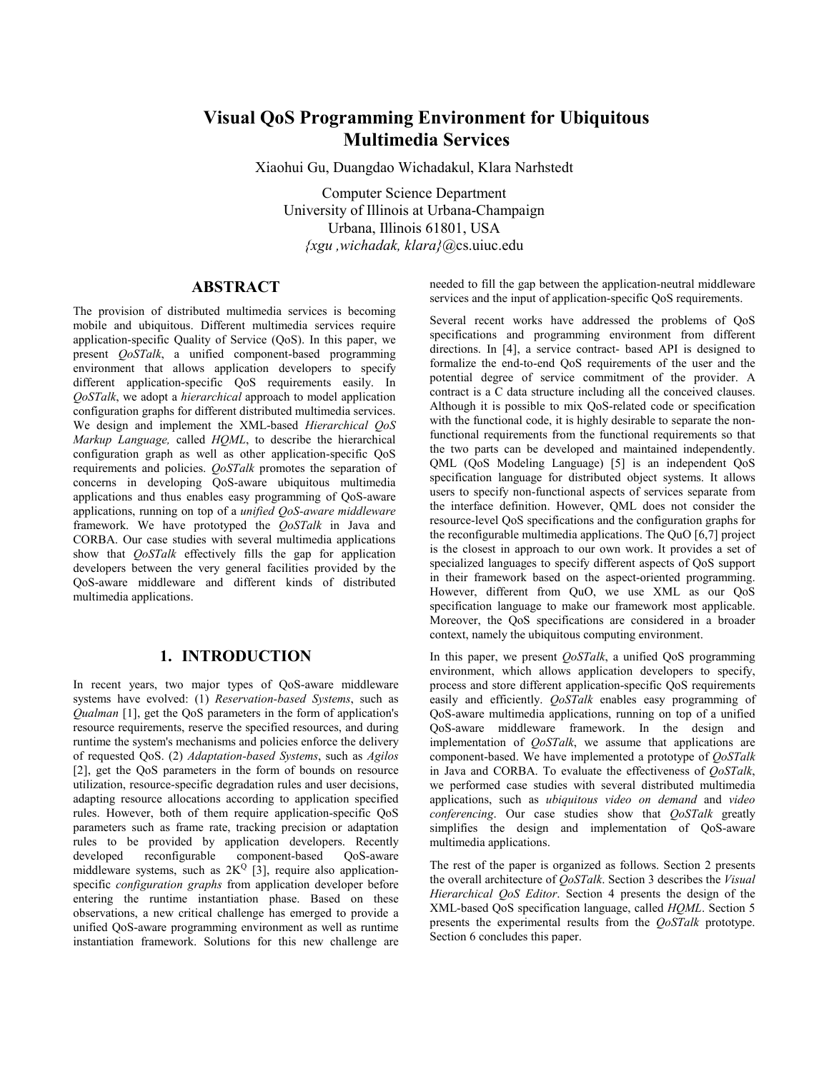# Visual QoS Programming Environment for Ubiquitous Multimedia Services

Xiaohui Gu, Duangdao Wichadakul, Klara Narhstedt

Computer Science Department
University of Illinois at Urbana-Champaign
Urbana, Illinois 61801, USA
*{xgu ,wichadak, klara}*@cs.uiuc.edu

## ABSTRACT

The provision of distributed multimedia services is becoming mobile and ubiquitous. Different multimedia services require application-specific Quality of Service (QoS). In this paper, we present *QoSTalk*, a unified component-based programming environment that allows application developers to specify different application-specific QoS requirements easily. In *QoSTalk*, we adopt a *hierarchical* approach to model application configuration graphs for different distributed multimedia services. We design and implement the XML-based *Hierarchical QoS Markup Language,* called *HQML*, to describe the hierarchical configuration graph as well as other application-specific QoS requirements and policies. *QoSTalk* promotes the separation of concerns in developing QoS-aware ubiquitous multimedia applications and thus enables easy programming of QoS-aware applications, running on top of a *unified QoS-aware middleware* framework. We have prototyped the *QoSTalk* in Java and CORBA. Our case studies with several multimedia applications show that *QoSTalk* effectively fills the gap for application developers between the very general facilities provided by the QoS-aware middleware and different kinds of distributed multimedia applications.

## 1. INTRODUCTION

In recent years, two major types of QoS-aware middleware systems have evolved: (1) *Reservation-based Systems*, such as *Qualman* [1], get the QoS parameters in the form of application's resource requirements, reserve the specified resources, and during runtime the system's mechanisms and policies enforce the delivery of requested QoS. (2) *Adaptation-based Systems*, such as *Agilos* [2], get the QoS parameters in the form of bounds on resource utilization, resource-specific degradation rules and user decisions, adapting resource allocations according to application specified rules. However, both of them require application-specific QoS parameters such as frame rate, tracking precision or adaptation rules to be provided by application developers. Recently developed reconfigurable component-based QoS-aware middleware systems, such as $2K^Q$ [3], require also application-specific *configuration graphs* from application developer before entering the runtime instantiation phase. Based on these observations, a new critical challenge has emerged to provide a unified QoS-aware programming environment as well as runtime instantiation framework. Solutions for this new challenge are needed to fill the gap between the application-neutral middleware services and the input of application-specific QoS requirements.

Several recent works have addressed the problems of QoS specifications and programming environment from different directions. In [4], a service contract- based API is designed to formalize the end-to-end QoS requirements of the user and the potential degree of service commitment of the provider. A contract is a C data structure including all the conceived clauses. Although it is possible to mix QoS-related code or specification with the functional code, it is highly desirable to separate the non-functional requirements from the functional requirements so that the two parts can be developed and maintained independently. QML (QoS Modeling Language) [5] is an independent QoS specification language for distributed object systems. It allows users to specify non-functional aspects of services separate from the interface definition. However, QML does not consider the resource-level QoS specifications and the configuration graphs for the reconfigurable multimedia applications. The QuO [6,7] project is the closest in approach to our own work. It provides a set of specialized languages to specify different aspects of QoS support in their framework based on the aspect-oriented programming. However, different from QuO, we use XML as our QoS specification language to make our framework most applicable. Moreover, the QoS specifications are considered in a broader context, namely the ubiquitous computing environment.

In this paper, we present *QoSTalk*, a unified QoS programming environment, which allows application developers to specify, process and store different application-specific QoS requirements easily and efficiently. *QoSTalk* enables easy programming of QoS-aware multimedia applications, running on top of a unified QoS-aware middleware framework. In the design and implementation of *QoSTalk*, we assume that applications are component-based. We have implemented a prototype of *QoSTalk* in Java and CORBA. To evaluate the effectiveness of *QoSTalk*, we performed case studies with several distributed multimedia applications, such as *ubiquitous video on demand* and *video conferencing*. Our case studies show that *QoSTalk* greatly simplifies the design and implementation of QoS-aware multimedia applications.

The rest of the paper is organized as follows. Section 2 presents the overall architecture of *QoSTalk*. Section 3 describes the *Visual Hierarchical QoS Editor*. Section 4 presents the design of the XML-based QoS specification language, called *HQML*. Section 5 presents the experimental results from the *QoSTalk* prototype. Section 6 concludes this paper.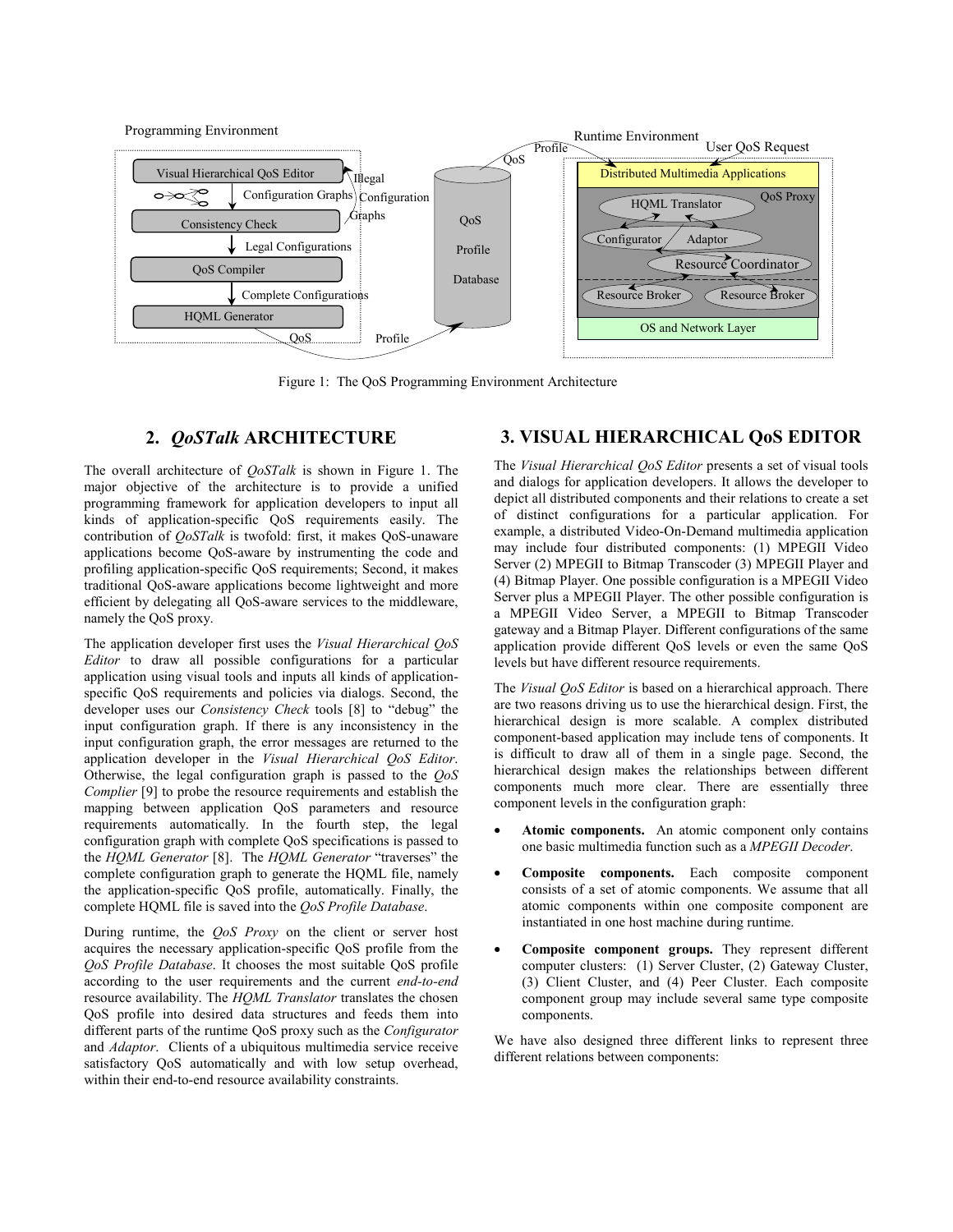Figure 1: The QoS Programming Environment Architecture

## 2. *QoSTalk* ARCHITECTURE

The overall architecture of *QoSTalk* is shown in Figure 1. The major objective of the architecture is to provide a unified programming framework for application developers to input all kinds of application-specific QoS requirements easily. The contribution of *QoSTalk* is twofold: first, it makes QoS-unaware applications become QoS-aware by instrumenting the code and profiling application-specific QoS requirements; Second, it makes traditional QoS-aware applications become lightweight and more efficient by delegating all QoS-aware services to the middleware, namely the QoS proxy.

The application developer first uses the *Visual Hierarchical QoS Editor* to draw all possible configurations for a particular application using visual tools and inputs all kinds of application-specific QoS requirements and policies via dialogs. Second, the developer uses our *Consistency Check* tools [8] to "debug" the input configuration graph. If there is any inconsistency in the input configuration graph, the error messages are returned to the application developer in the *Visual Hierarchical QoS Editor*. Otherwise, the legal configuration graph is passed to the *QoS Complier* [9] to probe the resource requirements and establish the mapping between application QoS parameters and resource requirements automatically. In the fourth step, the legal configuration graph with complete QoS specifications is passed to the *HQML Generator* [8]. The *HQML Generator* "traverses" the complete configuration graph to generate the HQML file, namely the application-specific QoS profile, automatically. Finally, the complete HQML file is saved into the *QoS Profile Database*.

During runtime, the *QoS Proxy* on the client or server host acquires the necessary application-specific QoS profile from the *QoS Profile Database*. It chooses the most suitable QoS profile according to the user requirements and the current *end-to-end* resource availability. The *HQML Translator* translates the chosen QoS profile into desired data structures and feeds them into different parts of the runtime QoS proxy such as the *Configurator* and *Adaptor*. Clients of a ubiquitous multimedia service receive satisfactory QoS automatically and with low setup overhead, within their end-to-end resource availability constraints.

## 3. VISUAL HIERARCHICAL QoS EDITOR

The *Visual Hierarchical QoS Editor* presents a set of visual tools and dialogs for application developers. It allows the developer to depict all distributed components and their relations to create a set of distinct configurations for a particular application. For example, a distributed Video-On-Demand multimedia application may include four distributed components: (1) MPEGII Video Server (2) MPEGII to Bitmap Transcoder (3) MPEGII Player and (4) Bitmap Player. One possible configuration is a MPEGII Video Server plus a MPEGII Player. The other possible configuration is a MPEGII Video Server, a MPEGII to Bitmap Transcoder gateway and a Bitmap Player. Different configurations of the same application provide different QoS levels or even the same QoS levels but have different resource requirements.

The *Visual QoS Editor* is based on a hierarchical approach. There are two reasons driving us to use the hierarchical design. First, the hierarchical design is more scalable. A complex distributed component-based application may include tens of components. It is difficult to draw all of them in a single page. Second, the hierarchical design makes the relationships between different components much more clear. There are essentially three component levels in the configuration graph:

- **Atomic components.** An atomic component only contains one basic multimedia function such as a *MPEGII Decoder*.
- **Composite components.** Each composite component consists of a set of atomic components. We assume that all atomic components within one composite component are instantiated in one host machine during runtime.
- **Composite component groups.** They represent different computer clusters: (1) Server Cluster, (2) Gateway Cluster, (3) Client Cluster, and (4) Peer Cluster. Each composite component group may include several same type composite components.

We have also designed three different links to represent three different relations between components: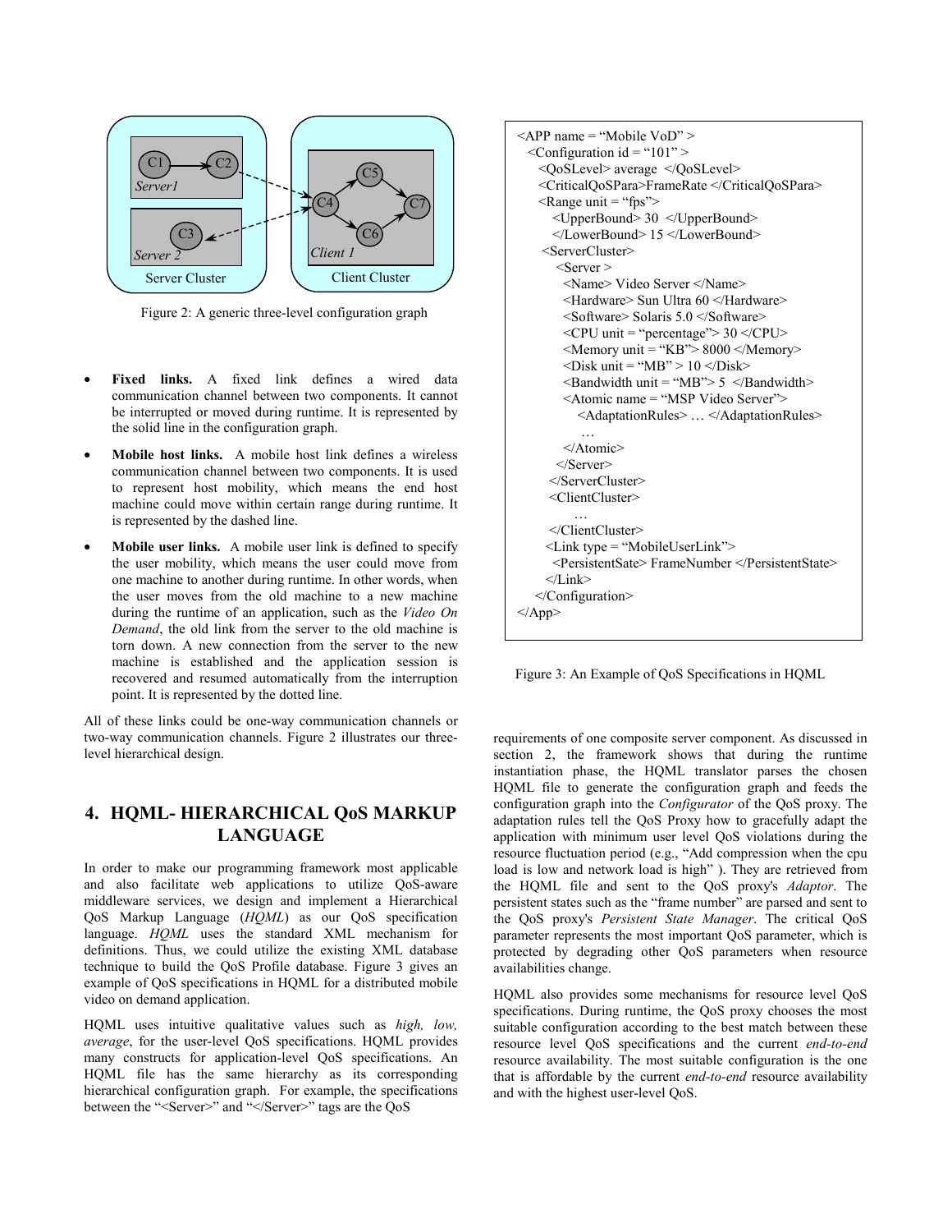Figure 2: A generic three-level configuration graph

- **Fixed links.** A fixed link defines a wired data communication channel between two components. It cannot be interrupted or moved during runtime. It is represented by the solid line in the configuration graph.
- **Mobile host links.** A mobile host link defines a wireless communication channel between two components. It is used to represent host mobility, which means the end host machine could move within certain range during runtime. It is represented by the dashed line.
- **Mobile user links.** A mobile user link is defined to specify the user mobility, which means the user could move from one machine to another during runtime. In other words, when the user moves from the old machine to a new machine during the runtime of an application, such as the *Video On Demand*, the old link from the server to the old machine is torn down. A new connection from the server to the new machine is established and the application session is recovered and resumed automatically from the interruption point. It is represented by the dotted line.

All of these links could be one-way communication channels or two-way communication channels. Figure 2 illustrates our three-level hierarchical design.

## 4. HQML- HIERARCHICAL QoS MARKUP LANGUAGE

In order to make our programming framework most applicable and also facilitate web applications to utilize QoS-aware middleware services, we design and implement a Hierarchical QoS Markup Language (*HQML*) as our QoS specification language. *HQML* uses the standard XML mechanism for definitions. Thus, we could utilize the existing XML database technique to build the QoS Profile database. Figure 3 gives an example of QoS specifications in HQML for a distributed mobile video on demand application.

HQML uses intuitive qualitative values such as *high, low, average*, for the user-level QoS specifications. HQML provides many constructs for application-level QoS specifications. An HQML file has the same hierarchy as its corresponding hierarchical configuration graph. For example, the specifications between the "<Server>" and "</Server>" tags are the QoS requirements of one composite server component. As discussed in section 2, the framework shows that during the runtime instantiation phase, the HQML translator parses the chosen HQML file to generate the configuration graph and feeds the configuration graph into the *Configurator* of the QoS proxy. The adaptation rules tell the QoS Proxy how to gracefully adapt the application with minimum user level QoS violations during the resource fluctuation period (e.g., "Add compression when the cpu load is low and network load is high" ). They are retrieved from the HQML file and sent to the QoS proxy's *Adaptor*. The persistent states such as the "frame number" are parsed and sent to the QoS proxy's *Persistent State Manager*. The critical QoS parameter represents the most important QoS parameter, which is protected by degrading other QoS parameters when resource availabilities change.

HQML also provides some mechanisms for resource level QoS specifications. During runtime, the QoS proxy chooses the most suitable configuration according to the best match between these resource level QoS specifications and the current *end-to-end* resource availability. The most suitable configuration is the one that is affordable by the current *end-to-end* resource availability and with the highest user-level QoS.

```
<APP name = "Mobile VoD" >
  <Configuration id = "101" >
    <QoSLevel> average  </QoSLevel>
    <CriticalQoSPara>FrameRate </CriticalQoSPara>
    <Range unit = "fps">
      <UpperBound> 30  </UpperBound>
      </LowerBound> 15 </LowerBound>
    <ServerCluster>
      <Server >
        <Name> Video Server </Name>
        <Hardware> Sun Ultra 60 </Hardware>
        <Software> Solaris 5.0 </Software>
        <CPU unit = "percentage"> 30 </CPU>
        <Memory unit = "KB"> 8000 </Memory>
        <Disk unit = "MB" > 10 </Disk>
        <Bandwidth unit = "MB"> 5  </Bandwidth>
        <Atomic name = "MSP Video Server">
          <AdaptationRules> … </AdaptationRules>
            …
        </Atomic>
      </Server>
    </ServerCluster>
    <ClientCluster>
        …
    </ClientCluster>
    <Link type = "MobileUserLink">
      <PersistentSate> FrameNumber </PersistentState>
    </Link>
  </Configuration>
</App>
```

Figure 3: An Example of QoS Specifications in HQML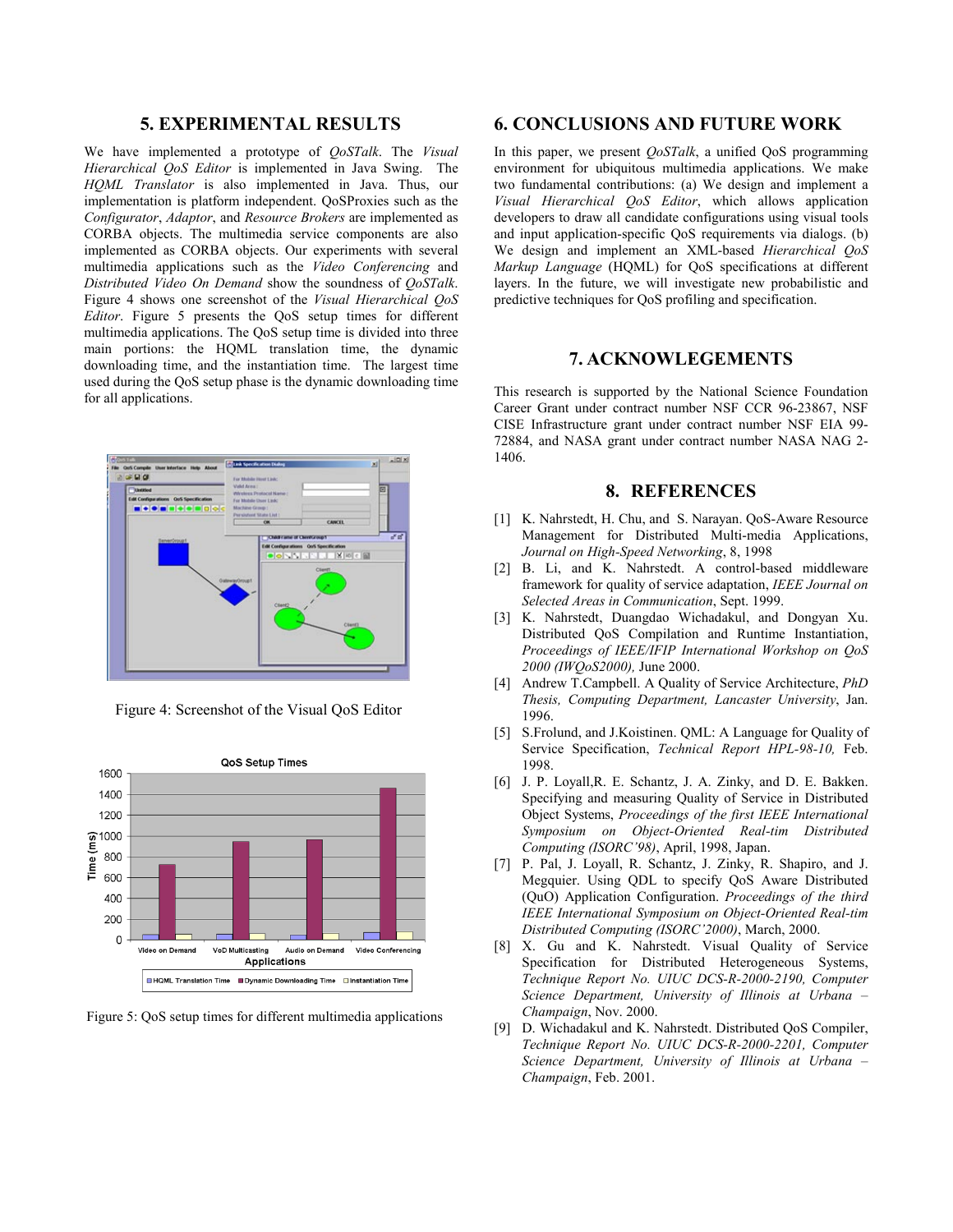## 5. EXPERIMENTAL RESULTS

We have implemented a prototype of *QoSTalk*. The *Visual Hierarchical QoS Editor* is implemented in Java Swing. The *HQML Translator* is also implemented in Java. Thus, our implementation is platform independent. QoSProxies such as the *Configurator*, *Adaptor*, and *Resource Brokers* are implemented as CORBA objects. The multimedia service components are also implemented as CORBA objects. Our experiments with several multimedia applications such as the *Video Conferencing* and *Distributed Video On Demand* show the soundness of *QoSTalk*. Figure 4 shows one screenshot of the *Visual Hierarchical QoS Editor*. Figure 5 presents the QoS setup times for different multimedia applications. The QoS setup time is divided into three main portions: the HQML translation time, the dynamic downloading time, and the instantiation time. The largest time used during the QoS setup phase is the dynamic downloading time for all applications.

Figure 4: Screenshot of the Visual QoS Editor

QoS Setup Times

Time (ms)

0
200
400
600
800
1000
1200
1400
1600

Video on Demand
VoD Multicasting
Audio on Demand
Video Conferencing

Applications

HQML Translation Time
Dynamic Downloading Time
Instantiation Time

Figure 5: QoS setup times for different multimedia applications

## 6. CONCLUSIONS AND FUTURE WORK

In this paper, we present *QoSTalk*, a unified QoS programming environment for ubiquitous multimedia applications. We make two fundamental contributions: (a) We design and implement a *Visual Hierarchical QoS Editor*, which allows application developers to draw all candidate configurations using visual tools and input application-specific QoS requirements via dialogs. (b) We design and implement an XML-based *Hierarchical QoS Markup Language* (HQML) for QoS specifications at different layers. In the future, we will investigate new probabilistic and predictive techniques for QoS profiling and specification.

## 7. ACKNOWLEGEMENTS

This research is supported by the National Science Foundation Career Grant under contract number NSF CCR 96-23867, NSF CISE Infrastructure grant under contract number NSF EIA 99-72884, and NASA grant under contract number NASA NAG 2-1406.

## 8. REFERENCES

[1] K. Nahrstedt, H. Chu, and S. Narayan. QoS-Aware Resource Management for Distributed Multi-media Applications, *Journal on High-Speed Networking*, 8, 1998

[2] B. Li, and K. Nahrstedt. A control-based middleware framework for quality of service adaptation, *IEEE Journal on Selected Areas in Communication*, Sept. 1999.

[3] K. Nahrstedt, Duangdao Wichadakul, and Dongyan Xu. Distributed QoS Compilation and Runtime Instantiation, *Proceedings of IEEE/IFIP International Workshop on QoS 2000 (IWQoS2000),* June 2000.

[4] Andrew T.Campbell. A Quality of Service Architecture, *PhD Thesis, Computing Department, Lancaster University*, Jan. 1996.

[5] S.Frolund, and J.Koistinen. QML: A Language for Quality of Service Specification, *Technical Report HPL-98-10,* Feb. 1998.

[6] J. P. Loyall,R. E. Schantz, J. A. Zinky, and D. E. Bakken. Specifying and measuring Quality of Service in Distributed Object Systems, *Proceedings of the first IEEE International Symposium on Object-Oriented Real-tim Distributed Computing (ISORC'98)*, April, 1998, Japan.

[7] P. Pal, J. Loyall, R. Schantz, J. Zinky, R. Shapiro, and J. Megquier. Using QDL to specify QoS Aware Distributed (QuO) Application Configuration. *Proceedings of the third IEEE International Symposium on Object-Oriented Real-tim Distributed Computing (ISORC'2000)*, March, 2000.

[8] X. Gu and K. Nahrstedt. Visual Quality of Service Specification for Distributed Heterogeneous Systems, *Technique Report No. UIUC DCS-R-2000-2190, Computer Science Department, University of Illinois at Urbana – Champaign*, Nov. 2000.

[9] D. Wichadakul and K. Nahrstedt. Distributed QoS Compiler, *Technique Report No. UIUC DCS-R-2000-2201, Computer Science Department, University of Illinois at Urbana – Champaign*, Feb. 2001.